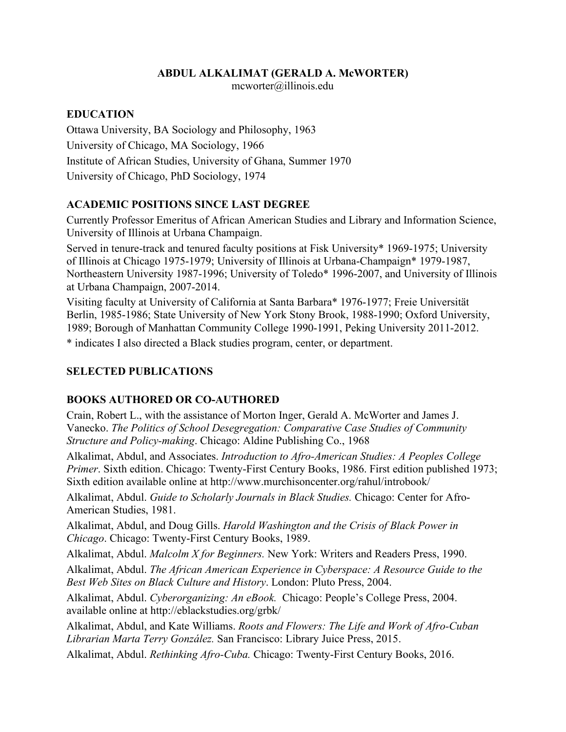# ABDUL ALKALIMAT (GERALD A. McWORTER)

mcworter@illinois.edu

## EDUCATION

Ottawa University, BA Sociology and Philosophy, 1963

University of Chicago, MA Sociology, 1966

Institute of African Studies, University of Ghana, Summer 1970

University of Chicago, PhD Sociology, 1974

## ACADEMIC POSITIONS SINCE LAST DEGREE

Currently Professor Emeritus of African American Studies and Library and Information Science, University of Illinois at Urbana Champaign.

Served in tenure-track and tenured faculty positions at Fisk University* 1969-1975; University of Illinois at Chicago 1975-1979; University of Illinois at Urbana-Champaign* 1979-1987, Northeastern University 1987-1996; University of Toledo* 1996-2007, and University of Illinois at Urbana Champaign, 2007-2014.

Visiting faculty at University of California at Santa Barbara* 1976-1977; Freie Universität Berlin, 1985-1986; State University of New York Stony Brook, 1988-1990; Oxford University, 1989; Borough of Manhattan Community College 1990-1991, Peking University 2011-2012.

* indicates I also directed a Black studies program, center, or department.

## SELECTED PUBLICATIONS

## BOOKS AUTHORED OR CO-AUTHORED

Crain, Robert L., with the assistance of Morton Inger, Gerald A. McWorter and James J. Vanecko. *The Politics of School Desegregation: Comparative Case Studies of Community Structure and Policy-making*. Chicago: Aldine Publishing Co., 1968

Alkalimat, Abdul, and Associates. *Introduction to Afro-American Studies: A Peoples College Primer*. Sixth edition. Chicago: Twenty-First Century Books, 1986. First edition published 1973; Sixth edition available online at http://www.murchisoncenter.org/rahul/introbook/

Alkalimat, Abdul. *Guide to Scholarly Journals in Black Studies.* Chicago: Center for Afro-American Studies, 1981.

Alkalimat, Abdul, and Doug Gills. *Harold Washington and the Crisis of Black Power in Chicago*. Chicago: Twenty-First Century Books, 1989.

Alkalimat, Abdul. *Malcolm X for Beginners.* New York: Writers and Readers Press, 1990.

Alkalimat, Abdul. *The African American Experience in Cyberspace: A Resource Guide to the Best Web Sites on Black Culture and History*. London: Pluto Press, 2004.

Alkalimat, Abdul. *Cyberorganizing: An eBook.* Chicago: People's College Press, 2004. available online at http://eblackstudies.org/grbk/

Alkalimat, Abdul, and Kate Williams. *Roots and Flowers: The Life and Work of Afro-Cuban Librarian Marta Terry González.* San Francisco: Library Juice Press, 2015.

Alkalimat, Abdul. *Rethinking Afro-Cuba.* Chicago: Twenty-First Century Books, 2016.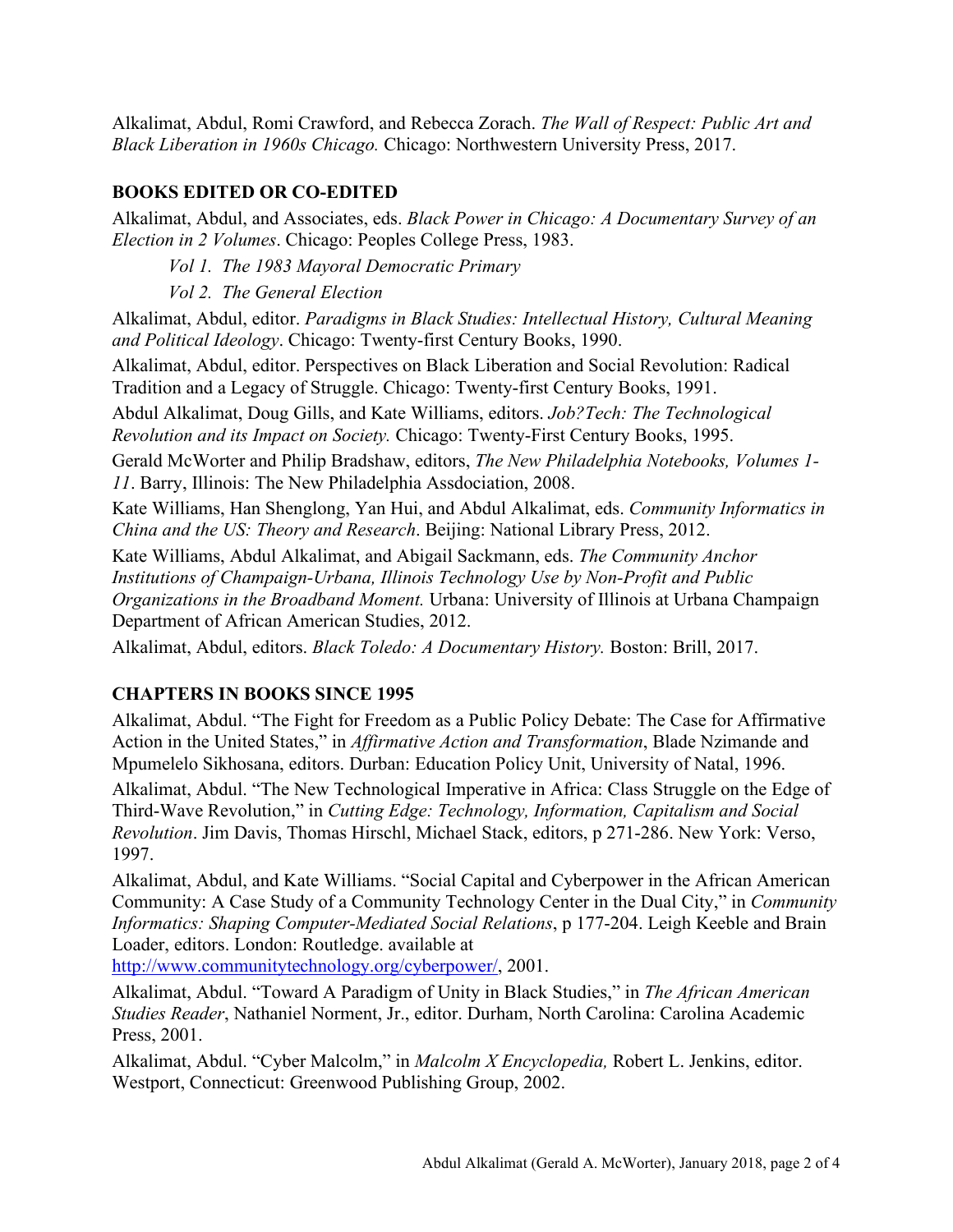Alkalimat, Abdul, Romi Crawford, and Rebecca Zorach. *The Wall of Respect: Public Art and Black Liberation in 1960s Chicago.* Chicago: Northwestern University Press, 2017.

## BOOKS EDITED OR CO-EDITED

Alkalimat, Abdul, and Associates, eds. *Black Power in Chicago: A Documentary Survey of an Election in 2 Volumes*. Chicago: Peoples College Press, 1983.

*Vol 1. The 1983 Mayoral Democratic Primary*

*Vol 2. The General Election*

Alkalimat, Abdul, editor. *Paradigms in Black Studies: Intellectual History, Cultural Meaning and Political Ideology*. Chicago: Twenty-first Century Books, 1990.

Alkalimat, Abdul, editor. Perspectives on Black Liberation and Social Revolution: Radical Tradition and a Legacy of Struggle. Chicago: Twenty-first Century Books, 1991.

Abdul Alkalimat, Doug Gills, and Kate Williams, editors. *Job?Tech: The Technological Revolution and its Impact on Society.* Chicago: Twenty-First Century Books, 1995.

Gerald McWorter and Philip Bradshaw, editors, *The New Philadelphia Notebooks, Volumes 1-11*. Barry, Illinois: The New Philadelphia Assdociation, 2008.

Kate Williams, Han Shenglong, Yan Hui, and Abdul Alkalimat, eds. *Community Informatics in China and the US: Theory and Research*. Beijing: National Library Press, 2012.

Kate Williams, Abdul Alkalimat, and Abigail Sackmann, eds. *The Community Anchor Institutions of Champaign-Urbana, Illinois Technology Use by Non-Profit and Public Organizations in the Broadband Moment.* Urbana: University of Illinois at Urbana Champaign Department of African American Studies, 2012.

Alkalimat, Abdul, editors. *Black Toledo: A Documentary History.* Boston: Brill, 2017.

## CHAPTERS IN BOOKS SINCE 1995

Alkalimat, Abdul. "The Fight for Freedom as a Public Policy Debate: The Case for Affirmative Action in the United States," in *Affirmative Action and Transformation*, Blade Nzimande and Mpumelelo Sikhosana, editors. Durban: Education Policy Unit, University of Natal, 1996.

Alkalimat, Abdul. "The New Technological Imperative in Africa: Class Struggle on the Edge of Third-Wave Revolution," in *Cutting Edge: Technology, Information, Capitalism and Social Revolution*. Jim Davis, Thomas Hirschl, Michael Stack, editors, p 271-286. New York: Verso, 1997.

Alkalimat, Abdul, and Kate Williams. "Social Capital and Cyberpower in the African American Community: A Case Study of a Community Technology Center in the Dual City," in *Community Informatics: Shaping Computer-Mediated Social Relations*, p 177-204. Leigh Keeble and Brain Loader, editors. London: Routledge. available at http://www.communitytechnology.org/cyberpower/, 2001.

Alkalimat, Abdul. "Toward A Paradigm of Unity in Black Studies," in *The African American Studies Reader*, Nathaniel Norment, Jr., editor. Durham, North Carolina: Carolina Academic Press, 2001.

Alkalimat, Abdul. "Cyber Malcolm," in *Malcolm X Encyclopedia,* Robert L. Jenkins, editor. Westport, Connecticut: Greenwood Publishing Group, 2002.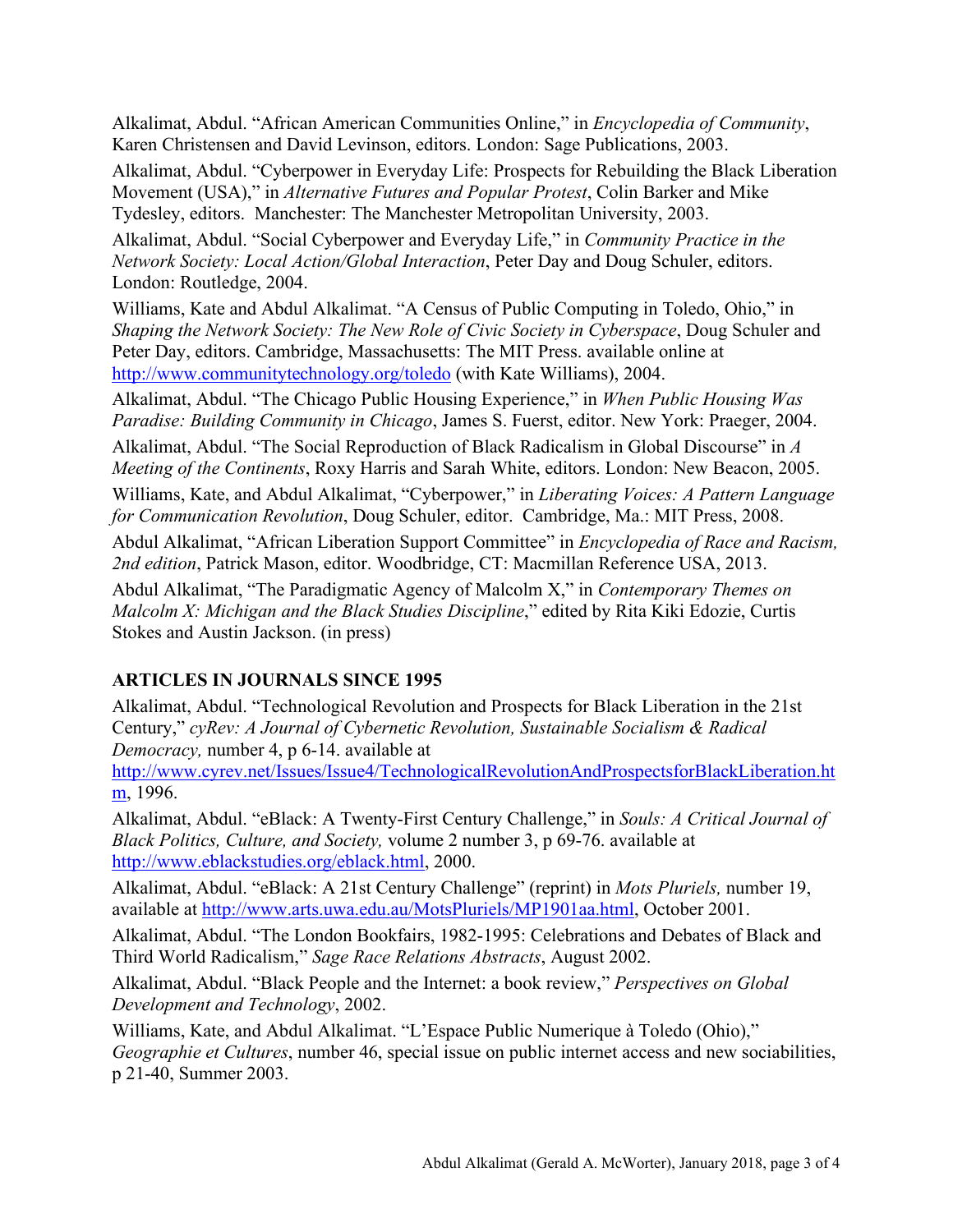Alkalimat, Abdul. "African American Communities Online," in *Encyclopedia of Community*, Karen Christensen and David Levinson, editors. London: Sage Publications, 2003.

Alkalimat, Abdul. "Cyberpower in Everyday Life: Prospects for Rebuilding the Black Liberation Movement (USA)," in *Alternative Futures and Popular Protest*, Colin Barker and Mike Tydesley, editors. Manchester: The Manchester Metropolitan University, 2003.

Alkalimat, Abdul. "Social Cyberpower and Everyday Life," in *Community Practice in the Network Society: Local Action/Global Interaction*, Peter Day and Doug Schuler, editors. London: Routledge, 2004.

Williams, Kate and Abdul Alkalimat. "A Census of Public Computing in Toledo, Ohio," in *Shaping the Network Society: The New Role of Civic Society in Cyberspace*, Doug Schuler and Peter Day, editors. Cambridge, Massachusetts: The MIT Press. available online at http://www.communitytechnology.org/toledo (with Kate Williams), 2004.

Alkalimat, Abdul. "The Chicago Public Housing Experience," in *When Public Housing Was Paradise: Building Community in Chicago*, James S. Fuerst, editor. New York: Praeger, 2004.

Alkalimat, Abdul. "The Social Reproduction of Black Radicalism in Global Discourse" in *A Meeting of the Continents*, Roxy Harris and Sarah White, editors. London: New Beacon, 2005.

Williams, Kate, and Abdul Alkalimat, "Cyberpower," in *Liberating Voices: A Pattern Language for Communication Revolution*, Doug Schuler, editor. Cambridge, Ma.: MIT Press, 2008.

Abdul Alkalimat, "African Liberation Support Committee" in *Encyclopedia of Race and Racism, 2nd edition*, Patrick Mason, editor. Woodbridge, CT: Macmillan Reference USA, 2013.

Abdul Alkalimat, "The Paradigmatic Agency of Malcolm X," in *Contemporary Themes on Malcolm X: Michigan and the Black Studies Discipline*," edited by Rita Kiki Edozie, Curtis Stokes and Austin Jackson. (in press)

## ARTICLES IN JOURNALS SINCE 1995

Alkalimat, Abdul. "Technological Revolution and Prospects for Black Liberation in the 21st Century," *cyRev: A Journal of Cybernetic Revolution, Sustainable Socialism & Radical Democracy,* number 4, p 6-14. available at http://www.cyrev.net/Issues/Issue4/TechnologicalRevolutionAndProspectsforBlackLiberation.htm, 1996.

Alkalimat, Abdul. "eBlack: A Twenty-First Century Challenge," in *Souls: A Critical Journal of Black Politics, Culture, and Society,* volume 2 number 3, p 69-76. available at http://www.eblackstudies.org/eblack.html, 2000.

Alkalimat, Abdul. "eBlack: A 21st Century Challenge" (reprint) in *Mots Pluriels,* number 19, available at http://www.arts.uwa.edu.au/MotsPluriels/MP1901aa.html, October 2001.

Alkalimat, Abdul. "The London Bookfairs, 1982-1995: Celebrations and Debates of Black and Third World Radicalism," *Sage Race Relations Abstracts*, August 2002.

Alkalimat, Abdul. "Black People and the Internet: a book review," *Perspectives on Global Development and Technology*, 2002.

Williams, Kate, and Abdul Alkalimat. "L'Espace Public Numerique à Toledo (Ohio)," *Geographie et Cultures*, number 46, special issue on public internet access and new sociabilities, p 21-40, Summer 2003.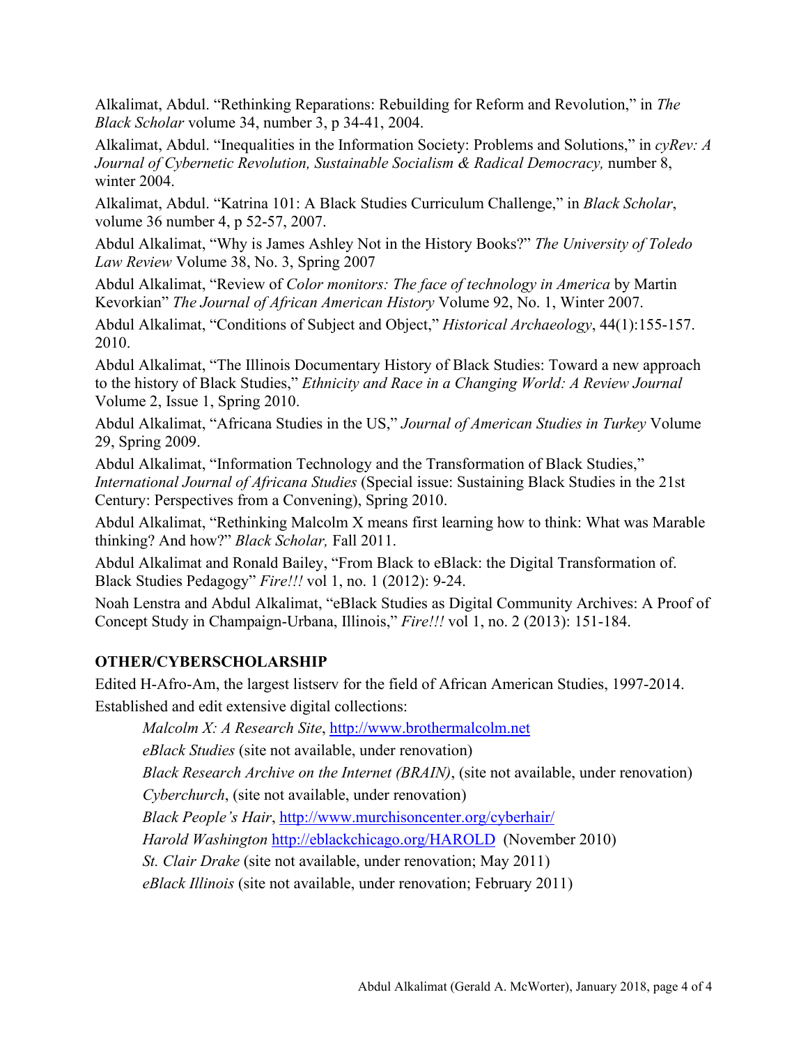Alkalimat, Abdul. "Rethinking Reparations: Rebuilding for Reform and Revolution," in *The Black Scholar* volume 34, number 3, p 34-41, 2004.

Alkalimat, Abdul. "Inequalities in the Information Society: Problems and Solutions," in *cyRev: A Journal of Cybernetic Revolution, Sustainable Socialism & Radical Democracy,* number 8, winter 2004.

Alkalimat, Abdul. "Katrina 101: A Black Studies Curriculum Challenge," in *Black Scholar*, volume 36 number 4, p 52-57, 2007.

Abdul Alkalimat, "Why is James Ashley Not in the History Books?" *The University of Toledo Law Review* Volume 38, No. 3, Spring 2007

Abdul Alkalimat, "Review of *Color monitors: The face of technology in America* by Martin Kevorkian" *The Journal of African American History* Volume 92, No. 1, Winter 2007.

Abdul Alkalimat, "Conditions of Subject and Object," *Historical Archaeology*, 44(1):155-157. 2010.

Abdul Alkalimat, "The Illinois Documentary History of Black Studies: Toward a new approach to the history of Black Studies," *Ethnicity and Race in a Changing World: A Review Journal* Volume 2, Issue 1, Spring 2010.

Abdul Alkalimat, "Africana Studies in the US," *Journal of American Studies in Turkey* Volume 29, Spring 2009.

Abdul Alkalimat, "Information Technology and the Transformation of Black Studies," *International Journal of Africana Studies* (Special issue: Sustaining Black Studies in the 21st Century: Perspectives from a Convening), Spring 2010.

Abdul Alkalimat, "Rethinking Malcolm X means first learning how to think: What was Marable thinking? And how?" *Black Scholar,* Fall 2011.

Abdul Alkalimat and Ronald Bailey, "From Black to eBlack: the Digital Transformation of. Black Studies Pedagogy" *Fire!!!* vol 1, no. 1 (2012): 9-24.

Noah Lenstra and Abdul Alkalimat, "eBlack Studies as Digital Community Archives: A Proof of Concept Study in Champaign-Urbana, Illinois," *Fire!!!* vol 1, no. 2 (2013): 151-184.

## OTHER/CYBERSCHOLARSHIP

Edited H-Afro-Am, the largest listserv for the field of African American Studies, 1997-2014.

Established and edit extensive digital collections:

*Malcolm X: A Research Site*, http://www.brothermalcolm.net
*eBlack Studies* (site not available, under renovation)
*Black Research Archive on the Internet (BRAIN)*, (site not available, under renovation)
*Cyberchurch*, (site not available, under renovation)
*Black People's Hair*, http://www.murchisoncenter.org/cyberhair/
*Harold Washington* http://eblackchicago.org/HAROLD (November 2010)
*St. Clair Drake* (site not available, under renovation; May 2011)
*eBlack Illinois* (site not available, under renovation; February 2011)